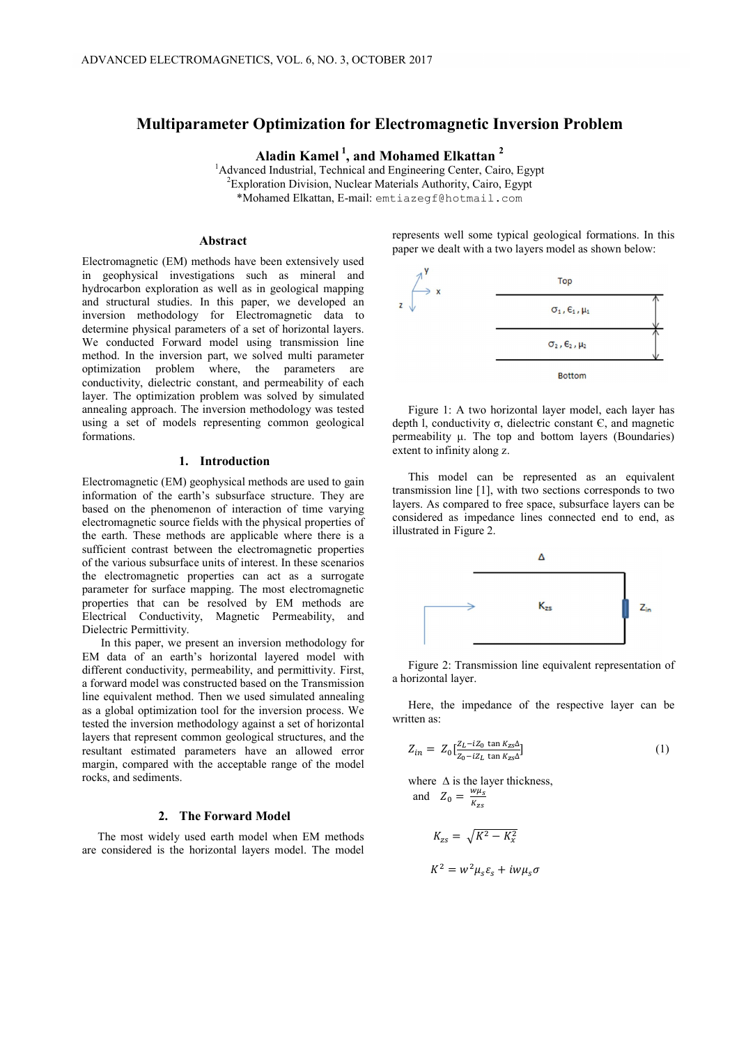# Multiparameter Optimization for Electromagnetic Inversion Problem

**Aladin Kamel [1], and Mohamed Elkattan [2]**

[1]Advanced Industrial, Technical and Engineering Center, Cairo, Egypt
[2]Exploration Division, Nuclear Materials Authority, Cairo, Egypt
*Mohamed Elkattan, E-mail: emtiazegf@hotmail.com

## Abstract

Electromagnetic (EM) methods have been extensively used in geophysical investigations such as mineral and hydrocarbon exploration as well as in geological mapping and structural studies. In this paper, we developed an inversion methodology for Electromagnetic data to determine physical parameters of a set of horizontal layers. We conducted Forward model using transmission line method. In the inversion part, we solved multi parameter optimization problem where, the parameters are conductivity, dielectric constant, and permeability of each layer. The optimization problem was solved by simulated annealing approach. The inversion methodology was tested using a set of models representing common geological formations.

## 1. Introduction

Electromagnetic (EM) geophysical methods are used to gain information of the earth's subsurface structure. They are based on the phenomenon of interaction of time varying electromagnetic source fields with the physical properties of the earth. These methods are applicable where there is a sufficient contrast between the electromagnetic properties of the various subsurface units of interest. In these scenarios the electromagnetic properties can act as a surrogate parameter for surface mapping. The most electromagnetic properties that can be resolved by EM methods are Electrical Conductivity, Magnetic Permeability, and Dielectric Permittivity.

In this paper, we present an inversion methodology for EM data of an earth's horizontal layered model with different conductivity, permeability, and permittivity. First, a forward model was constructed based on the Transmission line equivalent method. Then we used simulated annealing as a global optimization tool for the inversion process. We tested the inversion methodology against a set of horizontal layers that represent common geological structures, and the resultant estimated parameters have an allowed error margin, compared with the acceptable range of the model rocks, and sediments.

## 2. The Forward Model

The most widely used earth model when EM methods are considered is the horizontal layers model. The model represents well some typical geological formations. In this paper we dealt with a two layers model as shown below:

Figure 1: A two horizontal layer model, each layer has depth l, conductivity σ, dielectric constant Є, and magnetic permeability μ. The top and bottom layers (Boundaries) extent to infinity along z.

This model can be represented as an equivalent transmission line [1], with two sections corresponds to two layers. As compared to free space, subsurface layers can be considered as impedance lines connected end to end, as illustrated in Figure 2.

Figure 2: Transmission line equivalent representation of a horizontal layer.

Here, the impedance of the respective layer can be written as:

$$Z_{in} = Z_0\left[\frac{Z_L - iZ_0 \tan K_{zs}\Delta}{Z_0 - iZ_L \tan K_{zs}\Delta}\right] \tag{1}$$

where $\Delta$ is the layer thickness,

and $Z_0 = \frac{w\mu_s}{K_{zs}}$

$$K_{zs} = \sqrt{K^2 - K_x^2}$$

$$K^2 = w^2\mu_s\varepsilon_s + iw\mu_s\sigma$$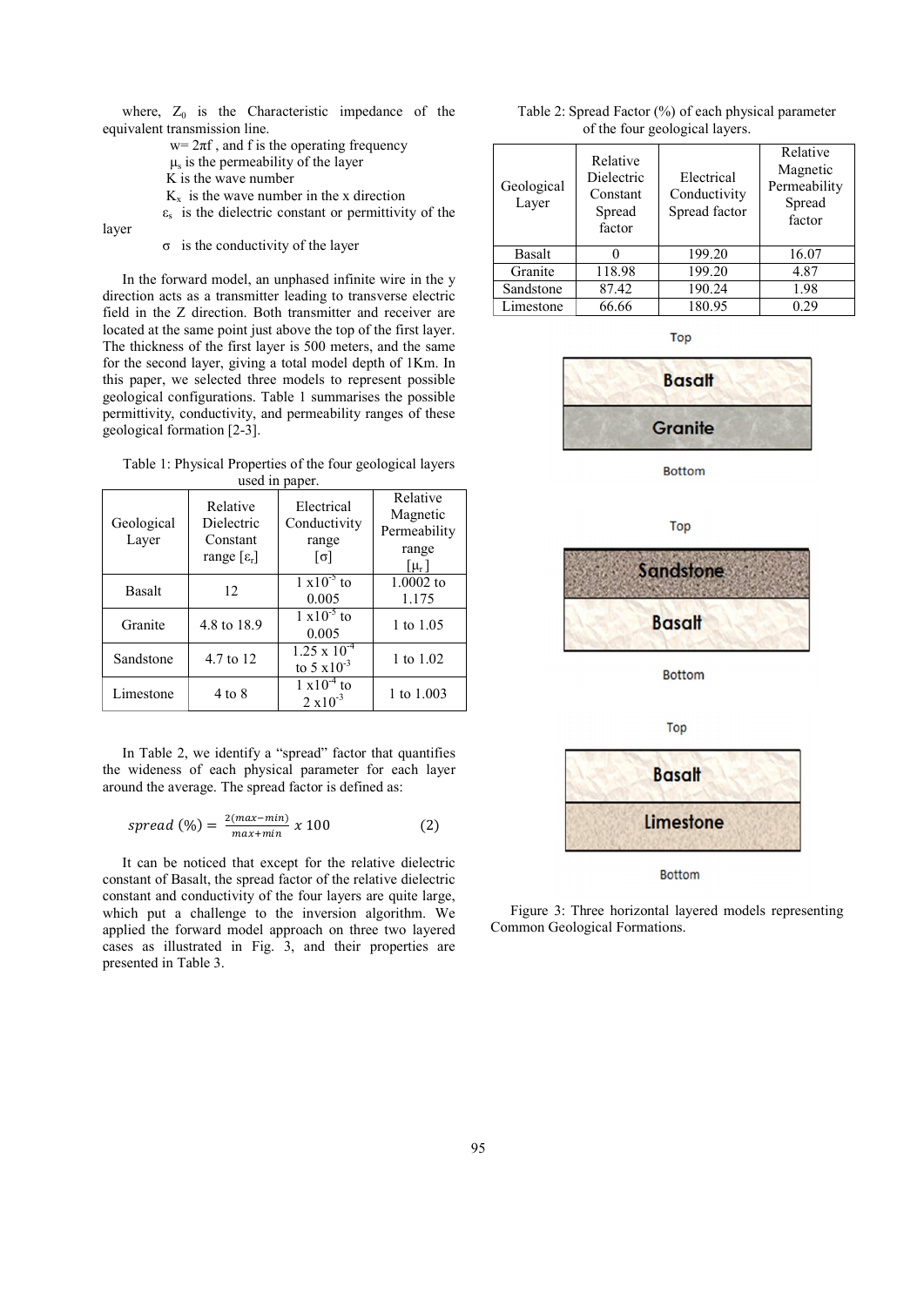where, $Z_0$ is the Characteristic impedance of the equivalent transmission line.

$w = 2\pi f$ , and f is the operating frequency

$\mu_s$ is the permeability of the layer

K is the wave number

$K_x$ is the wave number in the x direction

$\varepsilon_s$ is the dielectric constant or permittivity of the layer

$\sigma$ is the conductivity of the layer

In the forward model, an unphased infinite wire in the y direction acts as a transmitter leading to transverse electric field in the Z direction. Both transmitter and receiver are located at the same point just above the top of the first layer. The thickness of the first layer is 500 meters, and the same for the second layer, giving a total model depth of 1Km. In this paper, we selected three models to represent possible geological configurations. Table 1 summarises the possible permittivity, conductivity, and permeability ranges of these geological formation [2-3].

Table 1: Physical Properties of the four geological layers used in paper.

| Geological Layer | Relative Dielectric Constant range [$\varepsilon_r$] | Electrical Conductivity range [$\sigma$] | Relative Magnetic Permeability range [$\mu_r$] |
|---|---|---|---|
| Basalt | 12 | $1 \times 10^{-5}$ to 0.005 | 1.0002 to 1.175 |
| Granite | 4.8 to 18.9 | $1 \times 10^{-5}$ to 0.005 | 1 to 1.05 |
| Sandstone | 4.7 to 12 | $1.25 \times 10^{-4}$ to $5 \times 10^{-3}$ | 1 to 1.02 |
| Limestone | 4 to 8 | $1 \times 10^{-4}$ to $2 \times 10^{-3}$ | 1 to 1.003 |

In Table 2, we identify a "spread" factor that quantifies the wideness of each physical parameter for each layer around the average. The spread factor is defined as:

$$spread\ (\%) = \frac{2(max - min)}{max + min}\ x\ 100 \qquad (2)$$

It can be noticed that except for the relative dielectric constant of Basalt, the spread factor of the relative dielectric constant and conductivity of the four layers are quite large, which put a challenge to the inversion algorithm. We applied the forward model approach on three two layered cases as illustrated in Fig. 3, and their properties are presented in Table 3.

Table 2: Spread Factor (%) of each physical parameter of the four geological layers.

| Geological Layer | Relative Dielectric Constant Spread factor | Electrical Conductivity Spread factor | Relative Magnetic Permeability Spread factor |
|---|---|---|---|
| Basalt | 0 | 199.20 | 16.07 |
| Granite | 118.98 | 199.20 | 4.87 |
| Sandstone | 87.42 | 190.24 | 1.98 |
| Limestone | 66.66 | 180.95 | 0.29 |

Top

Basalt

Granite

Bottom

Top

Sandstone

Basalt

Bottom

Top

Basalt

Limestone

Bottom

Figure 3: Three horizontal layered models representing Common Geological Formations.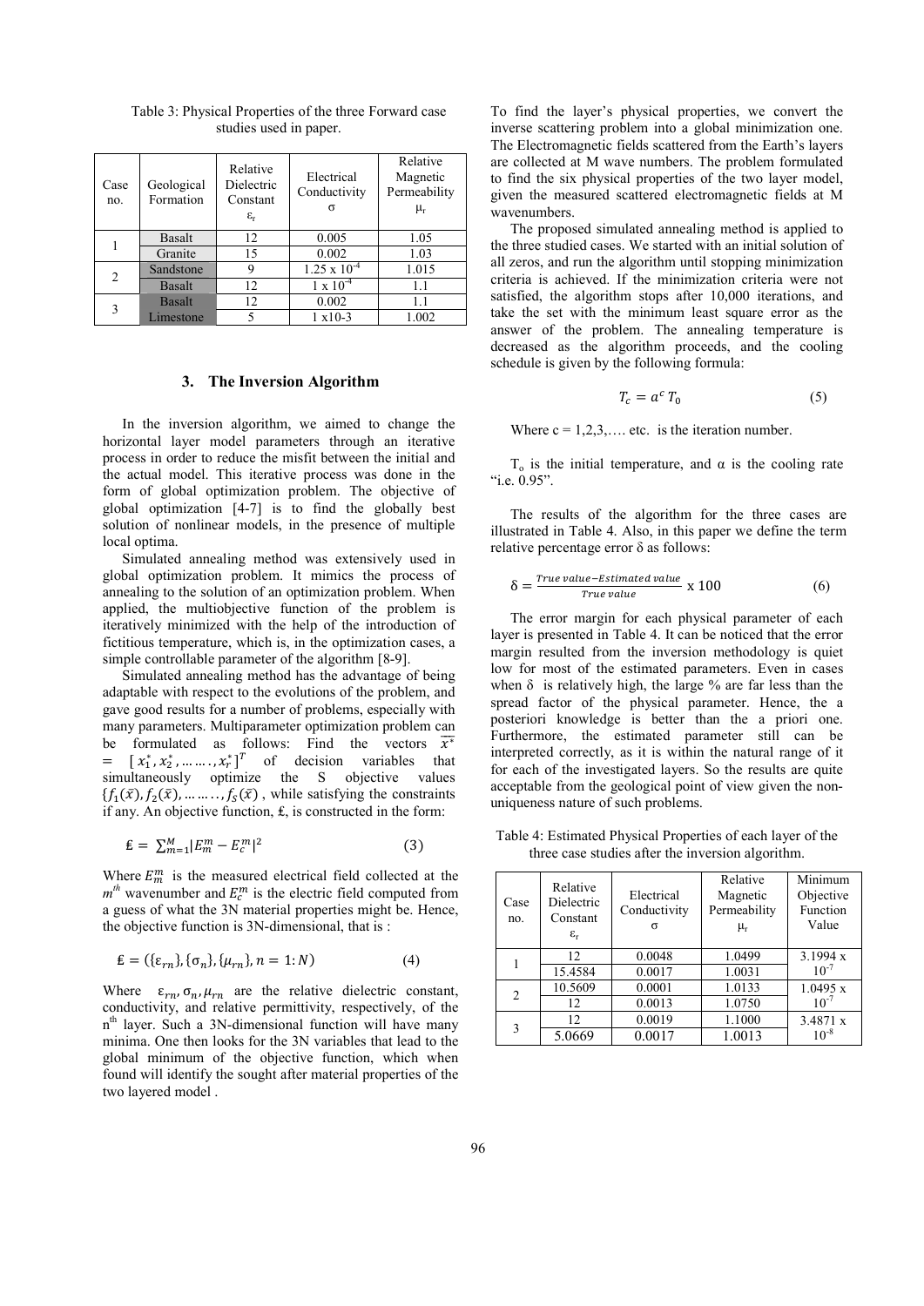Table 3: Physical Properties of the three Forward case studies used in paper.

| Case no. | Geological Formation | Relative Dielectric Constant $\varepsilon_r$ | Electrical Conductivity $\sigma$ | Relative Magnetic Permeability $\mu_r$ |
|---|---|---|---|---|
| 1 | Basalt | 12 | 0.005 | 1.05 |
| | Granite | 15 | 0.002 | 1.03 |
| 2 | Sandstone | 9 | $1.25 \times 10^{-4}$ | 1.015 |
| | Basalt | 12 | $1 \times 10^{-4}$ | 1.1 |
| 3 | Basalt | 12 | 0.002 | 1.1 |
| | Limestone | 5 | 1 x10-3 | 1.002 |

### 3. The Inversion Algorithm

In the inversion algorithm, we aimed to change the horizontal layer model parameters through an iterative process in order to reduce the misfit between the initial and the actual model. This iterative process was done in the form of global optimization problem. The objective of global optimization [4-7] is to find the globally best solution of nonlinear models, in the presence of multiple local optima.

Simulated annealing method was extensively used in global optimization problem. It mimics the process of annealing to the solution of an optimization problem. When applied, the multiobjective function of the problem is iteratively minimized with the help of the introduction of fictitious temperature, which is, in the optimization cases, a simple controllable parameter of the algorithm [8-9].

Simulated annealing method has the advantage of being adaptable with respect to the evolutions of the problem, and gave good results for a number of problems, especially with many parameters. Multiparameter optimization problem can be formulated as follows: Find the vectors $\overline{x^*} = [x_1^*, x_2^*, \ldots\ldots, x_r^*]^T$ of decision variables that simultaneously optimize the S objective values $\{f_1(\bar{x}), f_2(\bar{x}), \ldots\ldots, f_S(\bar{x})\}$, while satisfying the constraints if any. An objective function, ₤, is constructed in the form:

$$₤ = \sum_{m=1}^{M} |E_m^m - E_c^m|^2 \tag{3}$$

Where $E_m^m$ is the measured electrical field collected at the $m^{th}$ wavenumber and $E_c^m$ is the electric field computed from a guess of what the 3N material properties might be. Hence, the objective function is 3N-dimensional, that is :

$$₤ = (\{\varepsilon_{rn}\}, \{\sigma_n\}, \{\mu_{rn}\}, n = 1{:}N) \tag{4}$$

Where $\varepsilon_{rn}, \sigma_n, \mu_{rn}$ are the relative dielectric constant, conductivity, and relative permittivity, respectively, of the $n^{th}$ layer. Such a 3N-dimensional function will have many minima. One then looks for the 3N variables that lead to the global minimum of the objective function, which when found will identify the sought after material properties of the two layered model .

To find the layer's physical properties, we convert the inverse scattering problem into a global minimization one. The Electromagnetic fields scattered from the Earth's layers are collected at M wave numbers. The problem formulated to find the six physical properties of the two layer model, given the measured scattered electromagnetic fields at M wavenumbers.

The proposed simulated annealing method is applied to the three studied cases. We started with an initial solution of all zeros, and run the algorithm until stopping minimization criteria is achieved. If the minimization criteria were not satisfied, the algorithm stops after 10,000 iterations, and take the set with the minimum least square error as the answer of the problem. The annealing temperature is decreased as the algorithm proceeds, and the cooling schedule is given by the following formula:

$$T_c = a^c\, T_0 \tag{5}$$

Where c = 1,2,3,…. etc. is the iteration number.

$T_o$ is the initial temperature, and $\alpha$ is the cooling rate "i.e. 0.95".

The results of the algorithm for the three cases are illustrated in Table 4. Also, in this paper we define the term relative percentage error $\delta$ as follows:

$$\delta = \frac{True\ value - Estimated\ value}{True\ value} \times 100 \tag{6}$$

The error margin for each physical parameter of each layer is presented in Table 4. It can be noticed that the error margin resulted from the inversion methodology is quiet low for most of the estimated parameters. Even in cases when $\delta$ is relatively high, the large % are far less than the spread factor of the physical parameter. Hence, the a posteriori knowledge is better than the a priori one. Furthermore, the estimated parameter still can be interpreted correctly, as it is within the natural range of it for each of the investigated layers. So the results are quite acceptable from the geological point of view given the non-uniqueness nature of such problems.

Table 4: Estimated Physical Properties of each layer of the three case studies after the inversion algorithm.

| Case no. | Relative Dielectric Constant $\varepsilon_r$ | Electrical Conductivity $\sigma$ | Relative Magnetic Permeability $\mu_r$ | Minimum Objective Function Value |
|---|---|---|---|---|
| 1 | 12 | 0.0048 | 1.0499 | $3.1994 \times 10^{-7}$ |
| | 15.4584 | 0.0017 | 1.0031 | |
| 2 | 10.5609 | 0.0001 | 1.0133 | $1.0495 \times 10^{-7}$ |
| | 12 | 0.0013 | 1.0750 | |
| 3 | 12 | 0.0019 | 1.1000 | $3.4871 \times 10^{-8}$ |
| | 5.0669 | 0.0017 | 1.0013 | |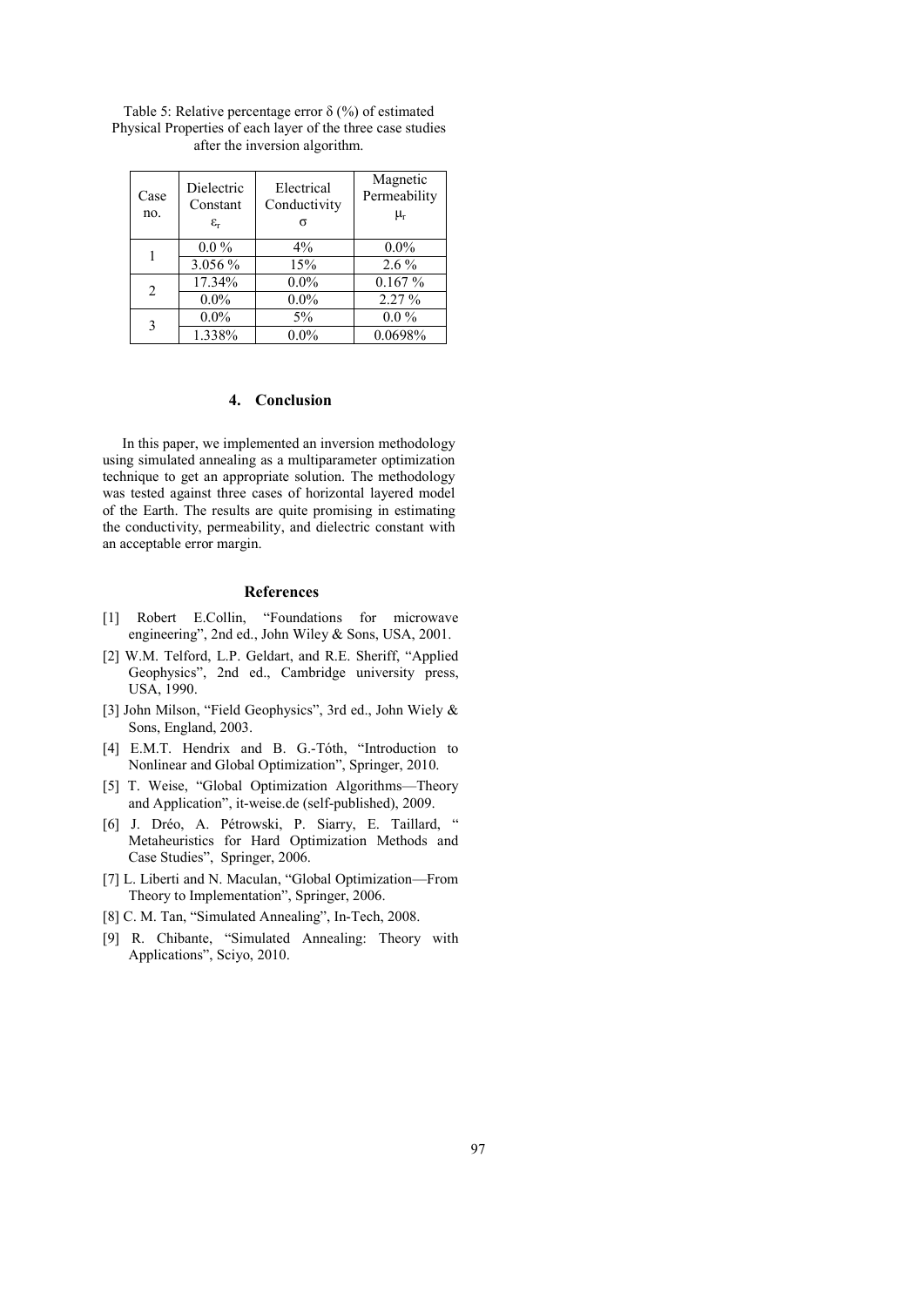Table 5: Relative percentage error δ (%) of estimated Physical Properties of each layer of the three case studies after the inversion algorithm.

| Case no. | Dielectric Constant $\varepsilon_r$ | Electrical Conductivity $\sigma$ | Magnetic Permeability $\mu_r$ |
|---|---|---|---|
| 1 | 0.0 % | 4% | 0.0% |
| | 3.056 % | 15% | 2.6 % |
| 2 | 17.34% | 0.0% | 0.167 % |
| | 0.0% | 0.0% | 2.27 % |
| 3 | 0.0% | 5% | 0.0 % |
| | 1.338% | 0.0% | 0.0698% |

## 4. Conclusion

In this paper, we implemented an inversion methodology using simulated annealing as a multiparameter optimization technique to get an appropriate solution. The methodology was tested against three cases of horizontal layered model of the Earth. The results are quite promising in estimating the conductivity, permeability, and dielectric constant with an acceptable error margin.

## References

[1] Robert E.Collin, "Foundations for microwave engineering", 2nd ed., John Wiley & Sons, USA, 2001.

[2] W.M. Telford, L.P. Geldart, and R.E. Sheriff, "Applied Geophysics", 2nd ed., Cambridge university press, USA, 1990.

[3] John Milson, "Field Geophysics", 3rd ed., John Wiely & Sons, England, 2003.

[4] E.M.T. Hendrix and B. G.-Tóth, "Introduction to Nonlinear and Global Optimization", Springer, 2010.

[5] T. Weise, "Global Optimization Algorithms—Theory and Application", it-weise.de (self-published), 2009.

[6] J. Dréo, A. Pétrowski, P. Siarry, E. Taillard, " Metaheuristics for Hard Optimization Methods and Case Studies", Springer, 2006.

[7] L. Liberti and N. Maculan, "Global Optimization—From Theory to Implementation", Springer, 2006.

[8] C. M. Tan, "Simulated Annealing", In-Tech, 2008.

[9] R. Chibante, "Simulated Annealing: Theory with Applications", Sciyo, 2010.